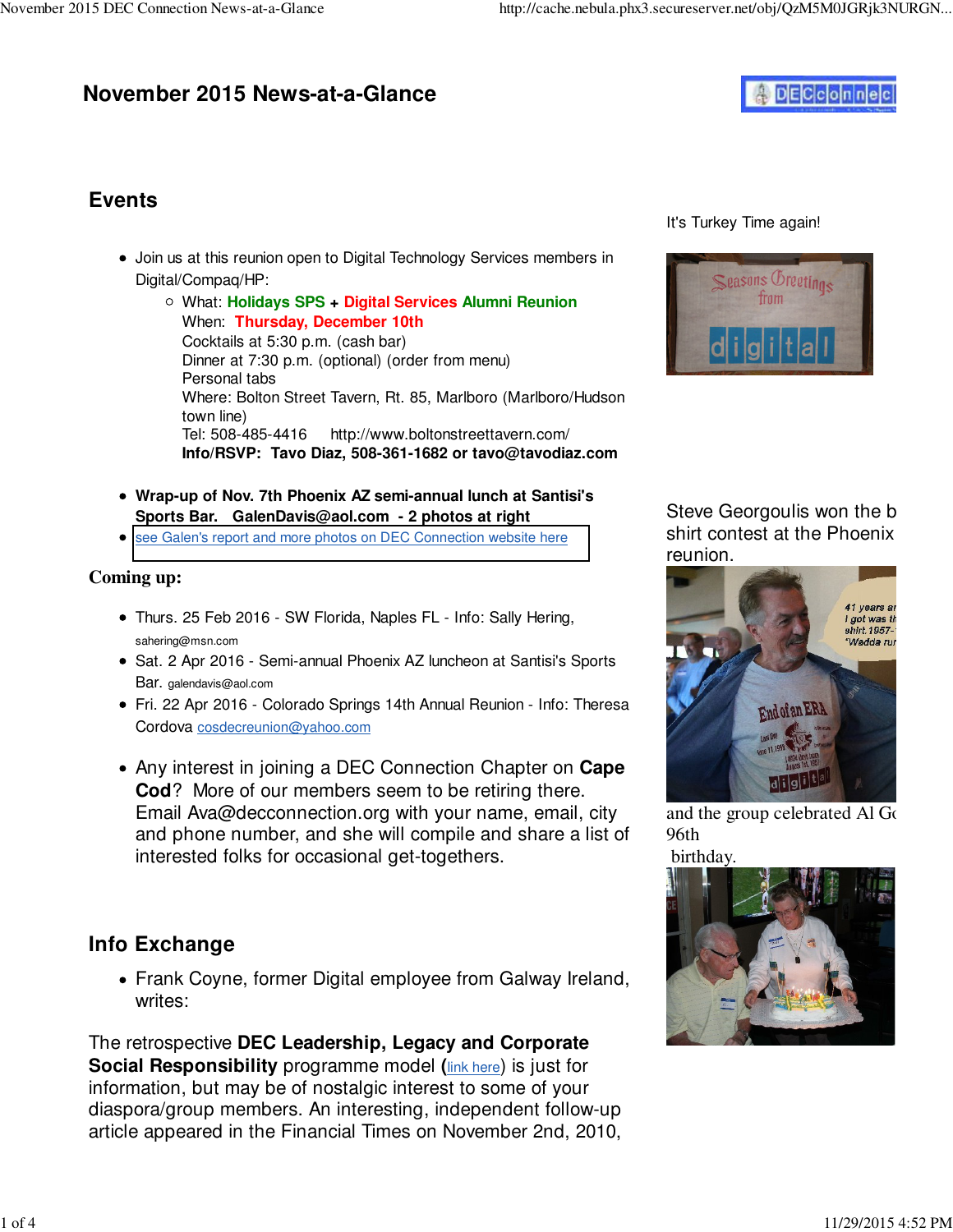# November 2015 News-at-a-Glance

## Events

- Join us at this reunion open to Digital Technology Services members in Digital/Compaq/HP:
  - What: **Holidays SPS + Digital Services Alumni Reunion**
    When: **Thursday, December 10th**
    Cocktails at 5:30 p.m. (cash bar)
    Dinner at 7:30 p.m. (optional) (order from menu)
    Personal tabs
    Where: Bolton Street Tavern, Rt. 85, Marlboro (Marlboro/Hudson town line)
    Tel: 508-485-4416 http://www.boltonstreettavern.com/
    **Info/RSVP: Tavo Diaz, 508-361-1682 or tavo@tavodiaz.com**

- **Wrap-up of Nov. 7th Phoenix AZ semi-annual lunch at Santisi's Sports Bar. GalenDavis@aol.com - 2 photos at right**
- see Galen's report and more photos on DEC Connection website here

**Coming up:**

- Thurs. 25 Feb 2016 - SW Florida, Naples FL - Info: Sally Hering, sahering@msn.com
- Sat. 2 Apr 2016 - Semi-annual Phoenix AZ luncheon at Santisi's Sports Bar. galendavis@aol.com
- Fri. 22 Apr 2016 - Colorado Springs 14th Annual Reunion - Info: Theresa Cordova cosdecreunion@yahoo.com

- Any interest in joining a DEC Connection Chapter on **Cape Cod**? More of our members seem to be retiring there. Email Ava@decconnection.org with your name, email, city and phone number, and she will compile and share a list of interested folks for occasional get-togethers.

It's Turkey Time again!

Steve Georgoulis won the b shirt contest at the Phoenix reunion.

and the group celebrated Al G 96th birthday.

## Info Exchange

- Frank Coyne, former Digital employee from Galway Ireland, writes:

The retrospective **DEC Leadership, Legacy and Corporate Social Responsibility** programme model (link here) is just for information, but may be of nostalgic interest to some of your diaspora/group members. An interesting, independent follow-up article appeared in the Financial Times on November 2nd, 2010,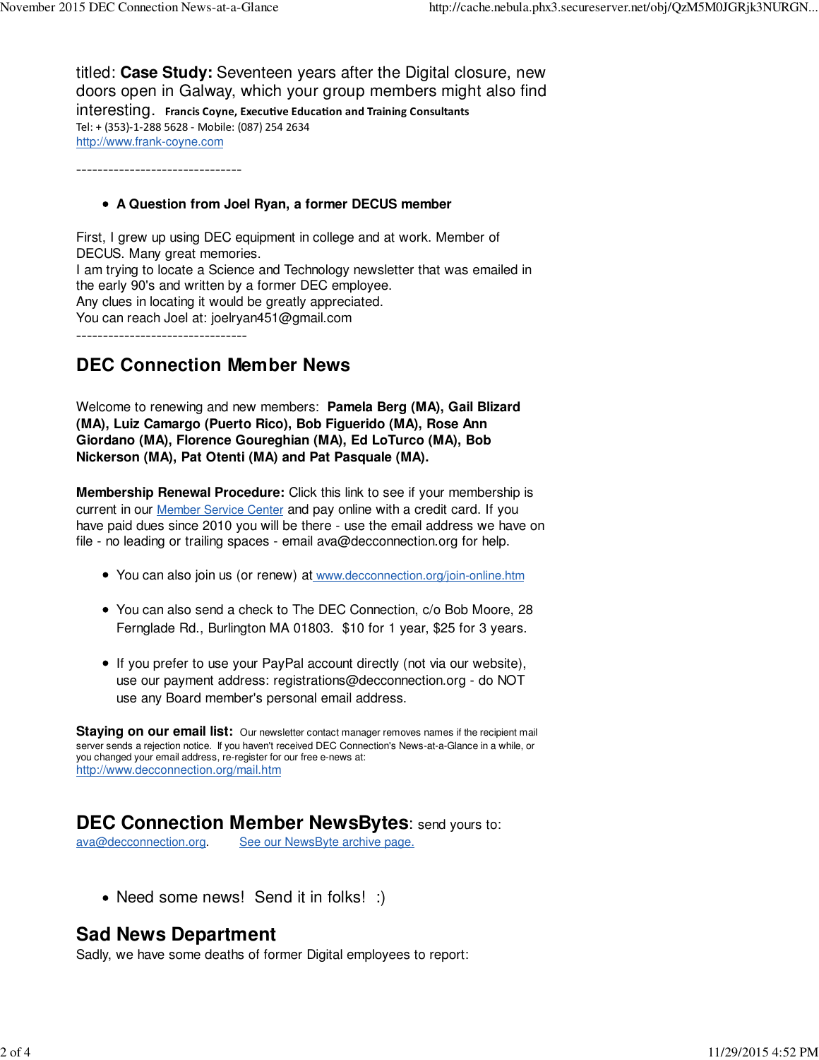titled: **Case Study:** Seventeen years after the Digital closure, new doors open in Galway, which your group members might also find interesting. **Francis Coyne, Executive Education and Training Consultants**
Tel: + (353)-1-288 5628 - Mobile: (087) 254 2634
http://www.frank-coyne.com

-------------------------------

- **A Question from Joel Ryan, a former DECUS member**

First, I grew up using DEC equipment in college and at work. Member of DECUS. Many great memories.
I am trying to locate a Science and Technology newsletter that was emailed in the early 90's and written by a former DEC employee.
Any clues in locating it would be greatly appreciated.
You can reach Joel at: joelryan451@gmail.com

--------------------------------

## DEC Connection Member News

Welcome to renewing and new members: **Pamela Berg (MA), Gail Blizard (MA), Luiz Camargo (Puerto Rico), Bob Figuerido (MA), Rose Ann Giordano (MA), Florence Goureghian (MA), Ed LoTurco (MA), Bob Nickerson (MA), Pat Otenti (MA) and Pat Pasquale (MA).**

**Membership Renewal Procedure:** Click this link to see if your membership is current in our Member Service Center and pay online with a credit card. If you have paid dues since 2010 you will be there - use the email address we have on file - no leading or trailing spaces - email ava@decconnection.org for help.

- You can also join us (or renew) at www.decconnection.org/join-online.htm
- You can also send a check to The DEC Connection, c/o Bob Moore, 28 Fernglade Rd., Burlington MA 01803. $10 for 1 year, $25 for 3 years.
- If you prefer to use your PayPal account directly (not via our website), use our payment address: registrations@decconnection.org - do NOT use any Board member's personal email address.

**Staying on our email list:** Our newsletter contact manager removes names if the recipient mail server sends a rejection notice. If you haven't received DEC Connection's News-at-a-Glance in a while, or you changed your email address, re-register for our free e-news at: http://www.decconnection.org/mail.htm

## DEC Connection Member NewsBytes: send yours to:

ava@decconnection.org. See our NewsByte archive page.

- Need some news! Send it in folks! :)

## Sad News Department

Sadly, we have some deaths of former Digital employees to report: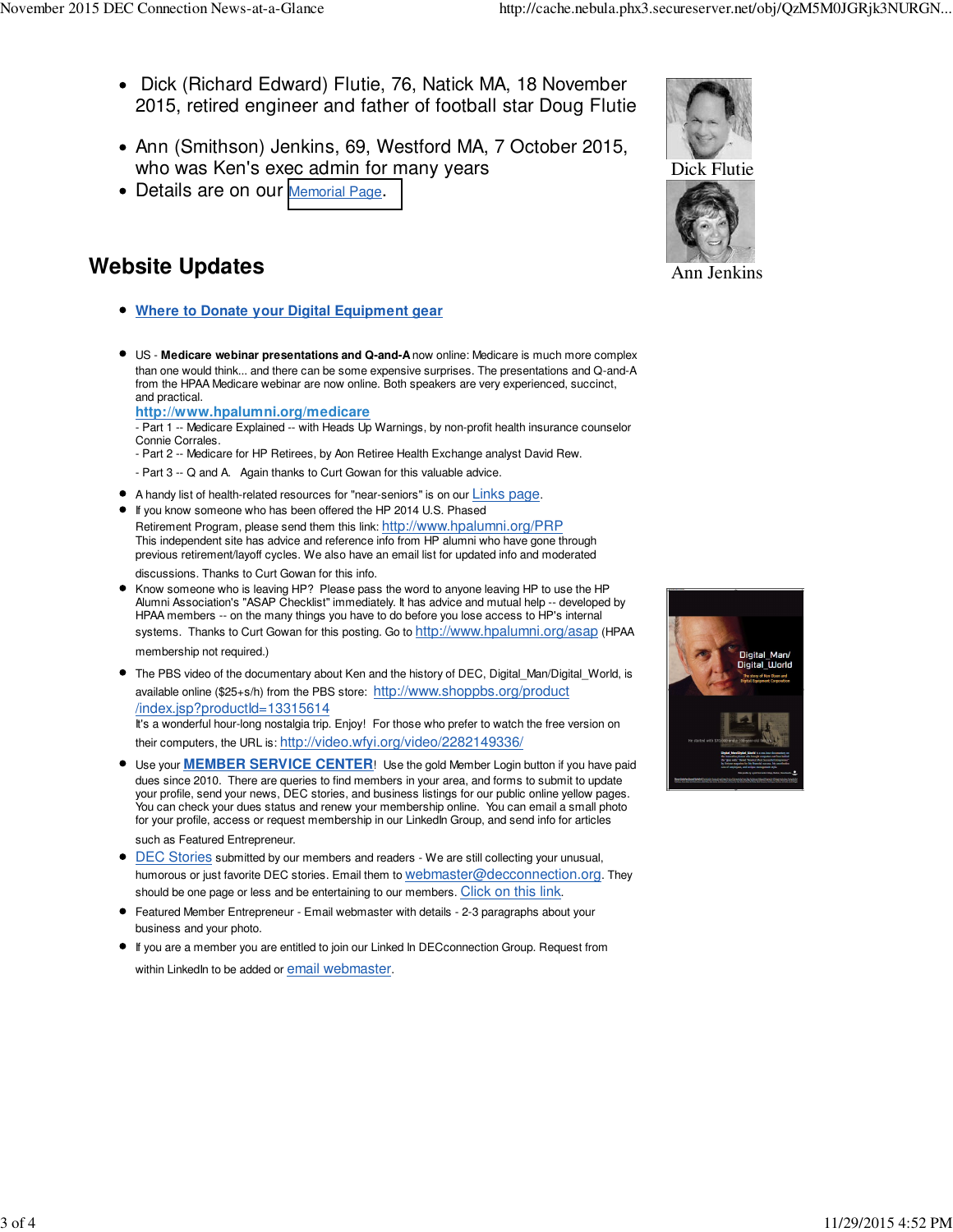- Dick (Richard Edward) Flutie, 76, Natick MA, 18 November 2015, retired engineer and father of football star Doug Flutie
- Ann (Smithson) Jenkins, 69, Westford MA, 7 October 2015, who was Ken's exec admin for many years
- Details are on our Memorial Page.

Dick Flutie

Ann Jenkins

## Website Updates

- **Where to Donate your Digital Equipment gear**

- US - **Medicare webinar presentations and Q-and-A** now online: Medicare is much more complex than one would think... and there can be some expensive surprises. The presentations and Q-and-A from the HPAA Medicare webinar are now online. Both speakers are very experienced, succinct, and practical.
  **http://www.hpalumni.org/medicare**
  - Part 1 -- Medicare Explained -- with Heads Up Warnings, by non-profit health insurance counselor Connie Corrales.
  - Part 2 -- Medicare for HP Retirees, by Aon Retiree Health Exchange analyst David Rew.
  - Part 3 -- Q and A. Again thanks to Curt Gowan for this valuable advice.
- A handy list of health-related resources for "near-seniors" is on our Links page.
- If you know someone who has been offered the HP 2014 U.S. Phased Retirement Program, please send them this link: http://www.hpalumni.org/PRP
  This independent site has advice and reference info from HP alumni who have gone through previous retirement/layoff cycles. We also have an email list for updated info and moderated discussions. Thanks to Curt Gowan for this info.
- Know someone who is leaving HP? Please pass the word to anyone leaving HP to use the HP Alumni Association's "ASAP Checklist" immediately. It has advice and mutual help -- developed by HPAA members -- on the many things you have to do before you lose access to HP's internal systems. Thanks to Curt Gowan for this posting. Go to http://www.hpalumni.org/asap (HPAA membership not required.)
- The PBS video of the documentary about Ken and the history of DEC, Digital_Man/Digital_World, is available online ($25+s/h) from the PBS store: http://www.shoppbs.org/product/index.jsp?productId=13315614
  It's a wonderful hour-long nostalgia trip. Enjoy! For those who prefer to watch the free version on their computers, the URL is: http://video.wfyi.org/video/2282149336/
- Use your **MEMBER SERVICE CENTER**! Use the gold Member Login button if you have paid dues since 2010. There are queries to find members in your area, and forms to submit to update your profile, send your news, DEC stories, and business listings for our public online yellow pages. You can check your dues status and renew your membership online. You can email a small photo for your profile, access or request membership in our LinkedIn Group, and send info for articles such as Featured Entrepreneur.
- DEC Stories submitted by our members and readers - We are still collecting your unusual, humorous or just favorite DEC stories. Email them to webmaster@decconnection.org. They should be one page or less and be entertaining to our members. Click on this link.
- Featured Member Entrepreneur - Email webmaster with details - 2-3 paragraphs about your business and your photo.
- If you are a member you are entitled to join our Linked In DECconnection Group. Request from within LinkedIn to be added or email webmaster.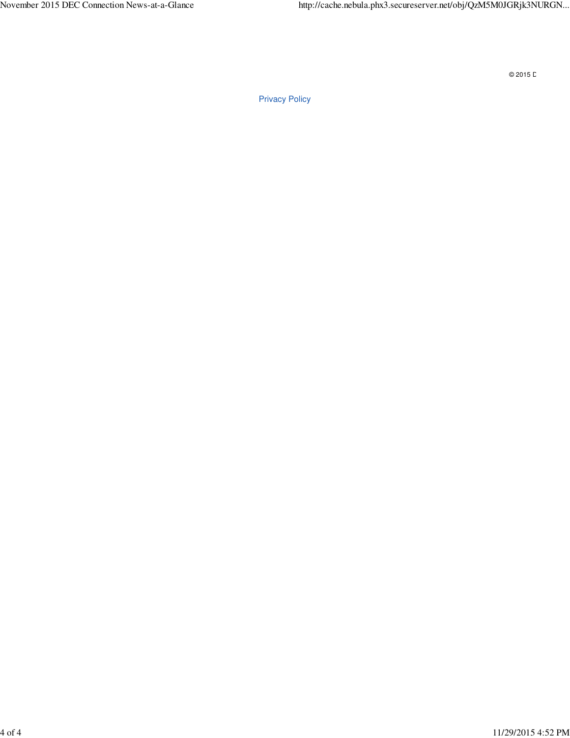© 2015 D

Privacy Policy